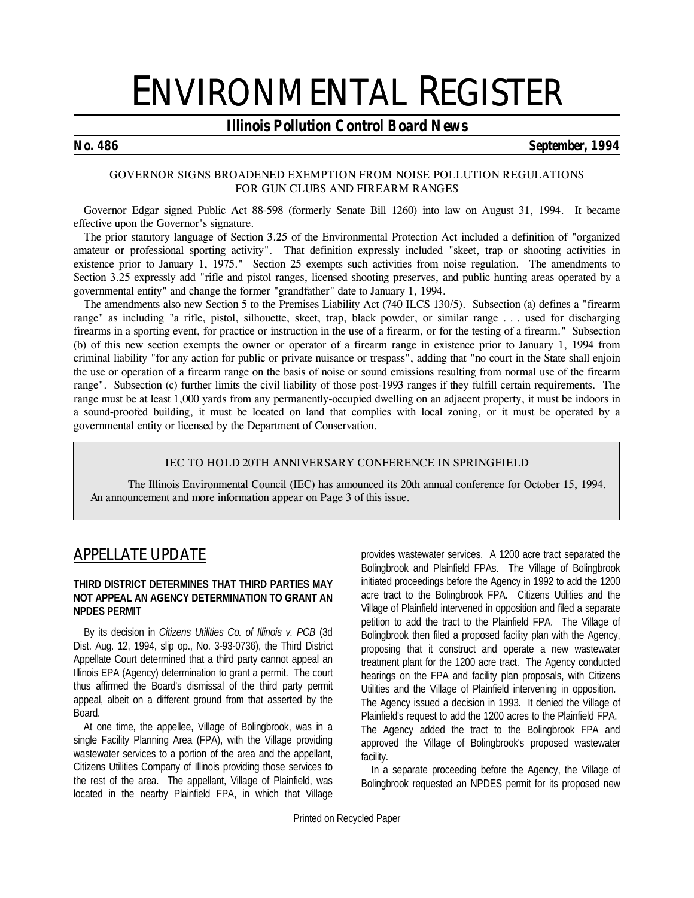# ENVIRONMENTAL REGISTER

## Illinois Pollution Control Board News

**No. 486** **September, 1994**

### GOVERNOR SIGNS BROADENED EXEMPTION FROM NOISE POLLUTION REGULATIONS FOR GUN CLUBS AND FIREARM RANGES

Governor Edgar signed Public Act 88-598 (formerly Senate Bill 1260) into law on August 31, 1994. It became effective upon the Governor's signature.

The prior statutory language of Section 3.25 of the Environmental Protection Act included a definition of "organized amateur or professional sporting activity". That definition expressly included "skeet, trap or shooting activities in existence prior to January 1, 1975." Section 25 exempts such activities from noise regulation. The amendments to Section 3.25 expressly add "rifle and pistol ranges, licensed shooting preserves, and public hunting areas operated by a governmental entity" and change the former "grandfather" date to January 1, 1994.

The amendments also new Section 5 to the Premises Liability Act (740 ILCS 130/5). Subsection (a) defines a "firearm range" as including "a rifle, pistol, silhouette, skeet, trap, black powder, or similar range . . . used for discharging firearms in a sporting event, for practice or instruction in the use of a firearm, or for the testing of a firearm." Subsection (b) of this new section exempts the owner or operator of a firearm range in existence prior to January 1, 1994 from criminal liability "for any action for public or private nuisance or trespass", adding that "no court in the State shall enjoin the use or operation of a firearm range on the basis of noise or sound emissions resulting from normal use of the firearm range". Subsection (c) further limits the civil liability of those post-1993 ranges if they fulfill certain requirements. The range must be at least 1,000 yards from any permanently-occupied dwelling on an adjacent property, it must be indoors in a sound-proofed building, it must be located on land that complies with local zoning, or it must be operated by a governmental entity or licensed by the Department of Conservation.

### IEC TO HOLD 20TH ANNIVERSARY CONFERENCE IN SPRINGFIELD

The Illinois Environmental Council (IEC) has announced its 20th annual conference for October 15, 1994. An announcement and more information appear on Page 3 of this issue.

## APPELLATE UPDATE

### THIRD DISTRICT DETERMINES THAT THIRD PARTIES MAY NOT APPEAL AN AGENCY DETERMINATION TO GRANT AN NPDES PERMIT

By its decision in *Citizens Utilities Co. of Illinois v. PCB* (3d Dist. Aug. 12, 1994, slip op., No. 3-93-0736), the Third District Appellate Court determined that a third party cannot appeal an Illinois EPA (Agency) determination to grant a permit. The court thus affirmed the Board's dismissal of the third party permit appeal, albeit on a different ground from that asserted by the Board.

At one time, the appellee, Village of Bolingbrook, was in a single Facility Planning Area (FPA), with the Village providing wastewater services to a portion of the area and the appellant, Citizens Utilities Company of Illinois providing those services to the rest of the area. The appellant, Village of Plainfield, was located in the nearby Plainfield FPA, in which that Village provides wastewater services. A 1200 acre tract separated the Bolingbrook and Plainfield FPAs. The Village of Bolingbrook initiated proceedings before the Agency in 1992 to add the 1200 acre tract to the Bolingbrook FPA. Citizens Utilities and the Village of Plainfield intervened in opposition and filed a separate petition to add the tract to the Plainfield FPA. The Village of Bolingbrook then filed a proposed facility plan with the Agency, proposing that it construct and operate a new wastewater treatment plant for the 1200 acre tract. The Agency conducted hearings on the FPA and facility plan proposals, with Citizens Utilities and the Village of Plainfield intervening in opposition. The Agency issued a decision in 1993. It denied the Village of Plainfield's request to add the 1200 acres to the Plainfield FPA. The Agency added the tract to the Bolingbrook FPA and approved the Village of Bolingbrook's proposed wastewater facility.

In a separate proceeding before the Agency, the Village of Bolingbrook requested an NPDES permit for its proposed new

Printed on Recycled Paper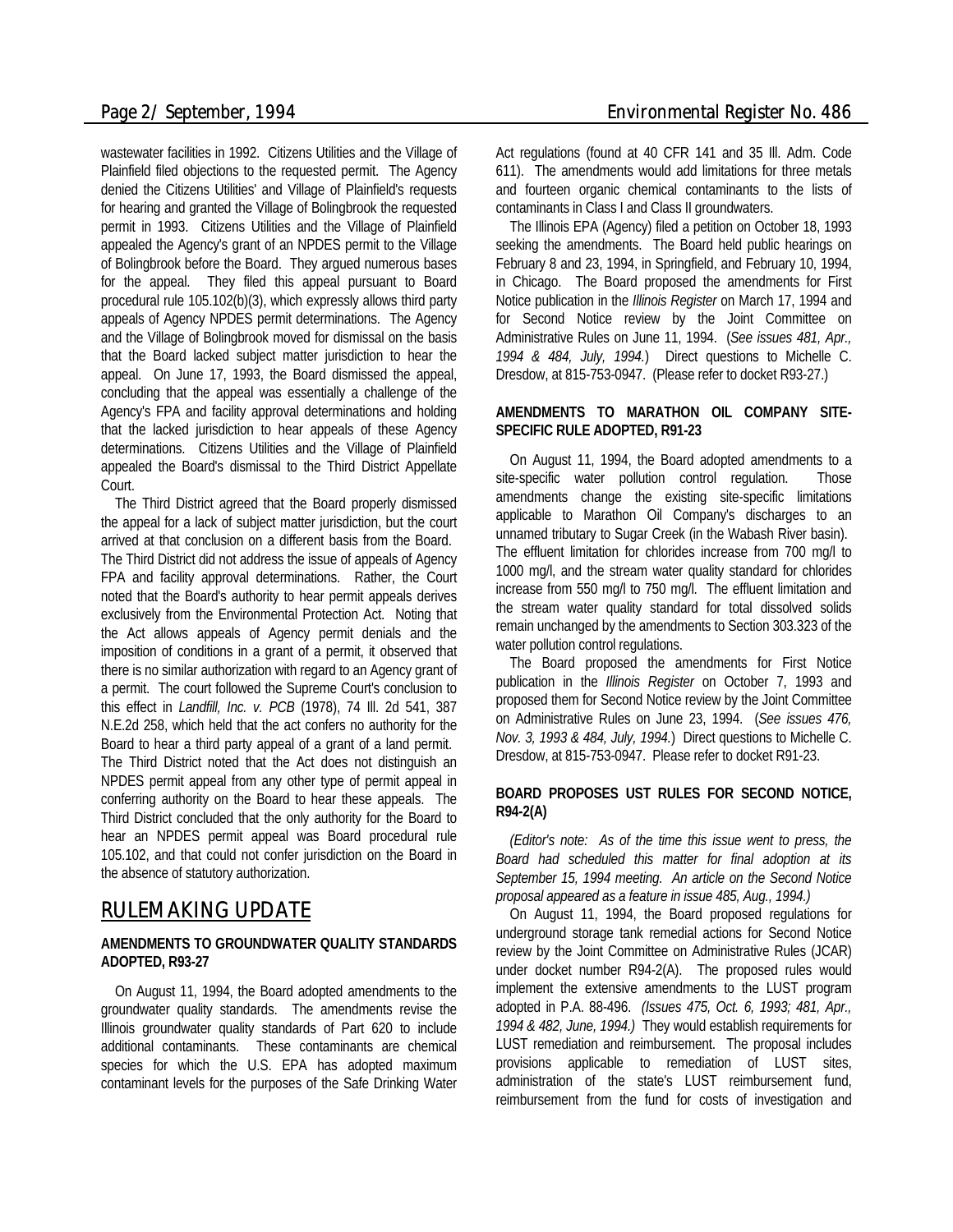wastewater facilities in 1992. Citizens Utilities and the Village of Plainfield filed objections to the requested permit. The Agency denied the Citizens Utilities' and Village of Plainfield's requests for hearing and granted the Village of Bolingbrook the requested permit in 1993. Citizens Utilities and the Village of Plainfield appealed the Agency's grant of an NPDES permit to the Village of Bolingbrook before the Board. They argued numerous bases for the appeal. They filed this appeal pursuant to Board procedural rule 105.102(b)(3), which expressly allows third party appeals of Agency NPDES permit determinations. The Agency and the Village of Bolingbrook moved for dismissal on the basis that the Board lacked subject matter jurisdiction to hear the appeal. On June 17, 1993, the Board dismissed the appeal, concluding that the appeal was essentially a challenge of the Agency's FPA and facility approval determinations and holding that the lacked jurisdiction to hear appeals of these Agency determinations. Citizens Utilities and the Village of Plainfield appealed the Board's dismissal to the Third District Appellate Court.

The Third District agreed that the Board properly dismissed the appeal for a lack of subject matter jurisdiction, but the court arrived at that conclusion on a different basis from the Board. The Third District did not address the issue of appeals of Agency FPA and facility approval determinations. Rather, the Court noted that the Board's authority to hear permit appeals derives exclusively from the Environmental Protection Act. Noting that the Act allows appeals of Agency permit denials and the imposition of conditions in a grant of a permit, it observed that there is no similar authorization with regard to an Agency grant of a permit. The court followed the Supreme Court's conclusion to this effect in *Landfill, Inc. v. PCB* (1978), 74 Ill. 2d 541, 387 N.E.2d 258, which held that the act confers no authority for the Board to hear a third party appeal of a grant of a land permit. The Third District noted that the Act does not distinguish an NPDES permit appeal from any other type of permit appeal in conferring authority on the Board to hear these appeals. The Third District concluded that the only authority for the Board to hear an NPDES permit appeal was Board procedural rule 105.102, and that could not confer jurisdiction on the Board in the absence of statutory authorization.

## RULEMAKING UPDATE

### AMENDMENTS TO GROUNDWATER QUALITY STANDARDS ADOPTED, R93-27

On August 11, 1994, the Board adopted amendments to the groundwater quality standards. The amendments revise the Illinois groundwater quality standards of Part 620 to include additional contaminants. These contaminants are chemical species for which the U.S. EPA has adopted maximum contaminant levels for the purposes of the Safe Drinking Water Act regulations (found at 40 CFR 141 and 35 Ill. Adm. Code 611). The amendments would add limitations for three metals and fourteen organic chemical contaminants to the lists of contaminants in Class I and Class II groundwaters.

The Illinois EPA (Agency) filed a petition on October 18, 1993 seeking the amendments. The Board held public hearings on February 8 and 23, 1994, in Springfield, and February 10, 1994, in Chicago. The Board proposed the amendments for First Notice publication in the *Illinois Register* on March 17, 1994 and for Second Notice review by the Joint Committee on Administrative Rules on June 11, 1994. (*See issues 481, Apr., 1994 & 484, July, 1994.*) Direct questions to Michelle C. Dresdow, at 815-753-0947. (Please refer to docket R93-27.)

### AMENDMENTS TO MARATHON OIL COMPANY SITE-SPECIFIC RULE ADOPTED, R91-23

On August 11, 1994, the Board adopted amendments to a site-specific water pollution control regulation. Those amendments change the existing site-specific limitations applicable to Marathon Oil Company's discharges to an unnamed tributary to Sugar Creek (in the Wabash River basin). The effluent limitation for chlorides increase from 700 mg/l to 1000 mg/l, and the stream water quality standard for chlorides increase from 550 mg/l to 750 mg/l. The effluent limitation and the stream water quality standard for total dissolved solids remain unchanged by the amendments to Section 303.323 of the water pollution control regulations.

The Board proposed the amendments for First Notice publication in the *Illinois Register* on October 7, 1993 and proposed them for Second Notice review by the Joint Committee on Administrative Rules on June 23, 1994. (*See issues 476, Nov. 3, 1993 & 484, July, 1994.*) Direct questions to Michelle C. Dresdow, at 815-753-0947. Please refer to docket R91-23.

### BOARD PROPOSES UST RULES FOR SECOND NOTICE, R94-2(A)

*(Editor's note: As of the time this issue went to press, the Board had scheduled this matter for final adoption at its September 15, 1994 meeting. An article on the Second Notice proposal appeared as a feature in issue 485, Aug., 1994.)*

On August 11, 1994, the Board proposed regulations for underground storage tank remedial actions for Second Notice review by the Joint Committee on Administrative Rules (JCAR) under docket number R94-2(A). The proposed rules would implement the extensive amendments to the LUST program adopted in P.A. 88-496. *(Issues 475, Oct. 6, 1993; 481, Apr., 1994 & 482, June, 1994.)* They would establish requirements for LUST remediation and reimbursement. The proposal includes provisions applicable to remediation of LUST sites, administration of the state's LUST reimbursement fund, reimbursement from the fund for costs of investigation and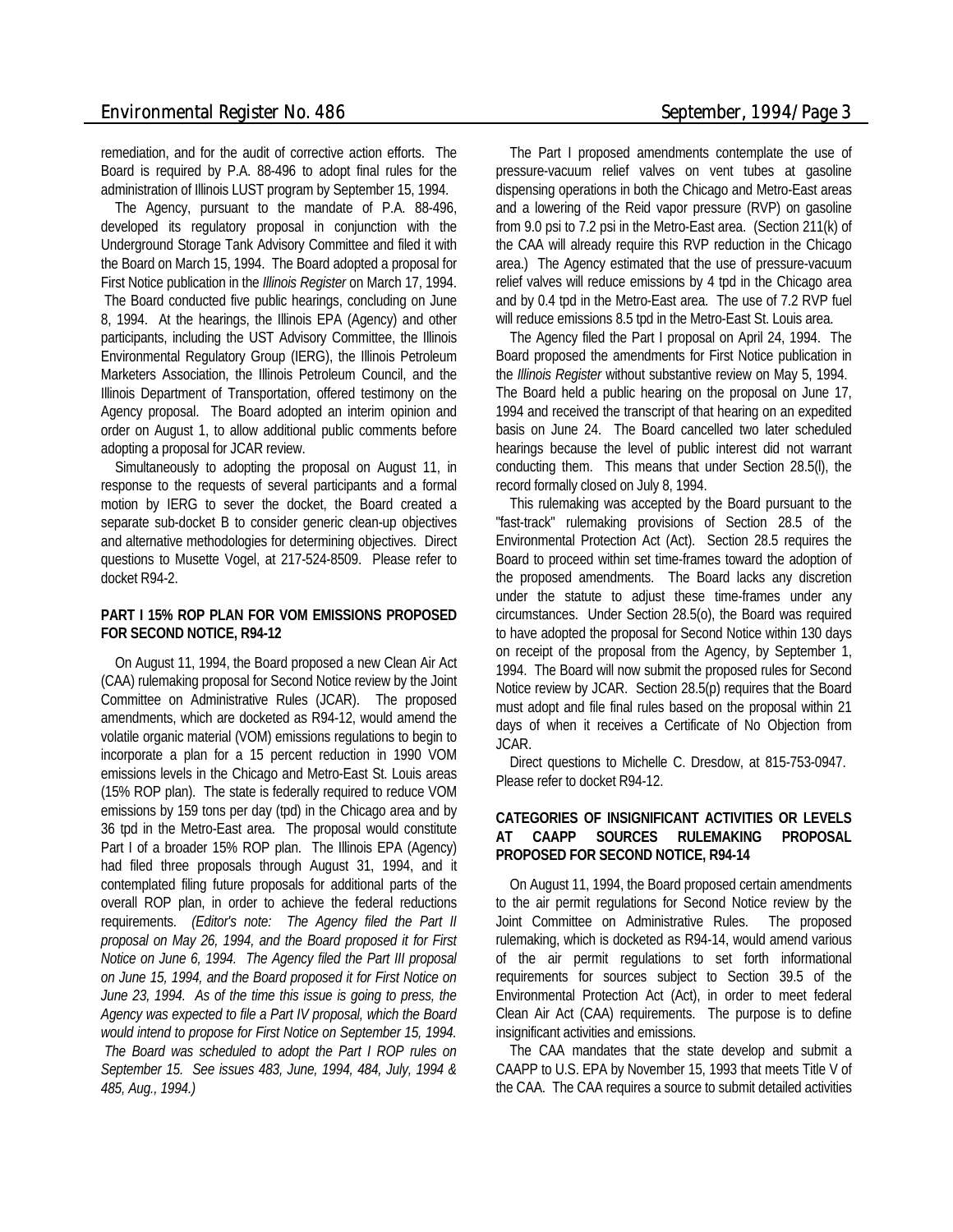remediation, and for the audit of corrective action efforts. The Board is required by P.A. 88-496 to adopt final rules for the administration of Illinois LUST program by September 15, 1994.

The Agency, pursuant to the mandate of P.A. 88-496, developed its regulatory proposal in conjunction with the Underground Storage Tank Advisory Committee and filed it with the Board on March 15, 1994. The Board adopted a proposal for First Notice publication in the *Illinois Register* on March 17, 1994. The Board conducted five public hearings, concluding on June 8, 1994. At the hearings, the Illinois EPA (Agency) and other participants, including the UST Advisory Committee, the Illinois Environmental Regulatory Group (IERG), the Illinois Petroleum Marketers Association, the Illinois Petroleum Council, and the Illinois Department of Transportation, offered testimony on the Agency proposal. The Board adopted an interim opinion and order on August 1, to allow additional public comments before adopting a proposal for JCAR review.

Simultaneously to adopting the proposal on August 11, in response to the requests of several participants and a formal motion by IERG to sever the docket, the Board created a separate sub-docket B to consider generic clean-up objectives and alternative methodologies for determining objectives. Direct questions to Musette Vogel, at 217-524-8509. Please refer to docket R94-2.

**PART I 15% ROP PLAN FOR VOM EMISSIONS PROPOSED FOR SECOND NOTICE, R94-12**

On August 11, 1994, the Board proposed a new Clean Air Act (CAA) rulemaking proposal for Second Notice review by the Joint Committee on Administrative Rules (JCAR). The proposed amendments, which are docketed as R94-12, would amend the volatile organic material (VOM) emissions regulations to begin to incorporate a plan for a 15 percent reduction in 1990 VOM emissions levels in the Chicago and Metro-East St. Louis areas (15% ROP plan). The state is federally required to reduce VOM emissions by 159 tons per day (tpd) in the Chicago area and by 36 tpd in the Metro-East area. The proposal would constitute Part I of a broader 15% ROP plan. The Illinois EPA (Agency) had filed three proposals through August 31, 1994, and it contemplated filing future proposals for additional parts of the overall ROP plan, in order to achieve the federal reductions requirements. *(Editor's note: The Agency filed the Part II proposal on May 26, 1994, and the Board proposed it for First Notice on June 6, 1994. The Agency filed the Part III proposal on June 15, 1994, and the Board proposed it for First Notice on June 23, 1994. As of the time this issue is going to press, the Agency was expected to file a Part IV proposal, which the Board would intend to propose for First Notice on September 15, 1994. The Board was scheduled to adopt the Part I ROP rules on September 15. See issues 483, June, 1994, 484, July, 1994 & 485, Aug., 1994.)*

The Part I proposed amendments contemplate the use of pressure-vacuum relief valves on vent tubes at gasoline dispensing operations in both the Chicago and Metro-East areas and a lowering of the Reid vapor pressure (RVP) on gasoline from 9.0 psi to 7.2 psi in the Metro-East area. (Section 211(k) of the CAA will already require this RVP reduction in the Chicago area.) The Agency estimated that the use of pressure-vacuum relief valves will reduce emissions by 4 tpd in the Chicago area and by 0.4 tpd in the Metro-East area. The use of 7.2 RVP fuel will reduce emissions 8.5 tpd in the Metro-East St. Louis area.

The Agency filed the Part I proposal on April 24, 1994. The Board proposed the amendments for First Notice publication in the *Illinois Register* without substantive review on May 5, 1994. The Board held a public hearing on the proposal on June 17, 1994 and received the transcript of that hearing on an expedited basis on June 24. The Board cancelled two later scheduled hearings because the level of public interest did not warrant conducting them. This means that under Section 28.5(l), the record formally closed on July 8, 1994.

This rulemaking was accepted by the Board pursuant to the "fast-track" rulemaking provisions of Section 28.5 of the Environmental Protection Act (Act). Section 28.5 requires the Board to proceed within set time-frames toward the adoption of the proposed amendments. The Board lacks any discretion under the statute to adjust these time-frames under any circumstances. Under Section 28.5(o), the Board was required to have adopted the proposal for Second Notice within 130 days on receipt of the proposal from the Agency, by September 1, 1994. The Board will now submit the proposed rules for Second Notice review by JCAR. Section 28.5(p) requires that the Board must adopt and file final rules based on the proposal within 21 days of when it receives a Certificate of No Objection from JCAR.

Direct questions to Michelle C. Dresdow, at 815-753-0947. Please refer to docket R94-12.

**CATEGORIES OF INSIGNIFICANT ACTIVITIES OR LEVELS AT CAAPP SOURCES RULEMAKING PROPOSAL PROPOSED FOR SECOND NOTICE, R94-14**

On August 11, 1994, the Board proposed certain amendments to the air permit regulations for Second Notice review by the Joint Committee on Administrative Rules. The proposed rulemaking, which is docketed as R94-14, would amend various of the air permit regulations to set forth informational requirements for sources subject to Section 39.5 of the Environmental Protection Act (Act), in order to meet federal Clean Air Act (CAA) requirements. The purpose is to define insignificant activities and emissions.

The CAA mandates that the state develop and submit a CAAPP to U.S. EPA by November 15, 1993 that meets Title V of the CAA. The CAA requires a source to submit detailed activities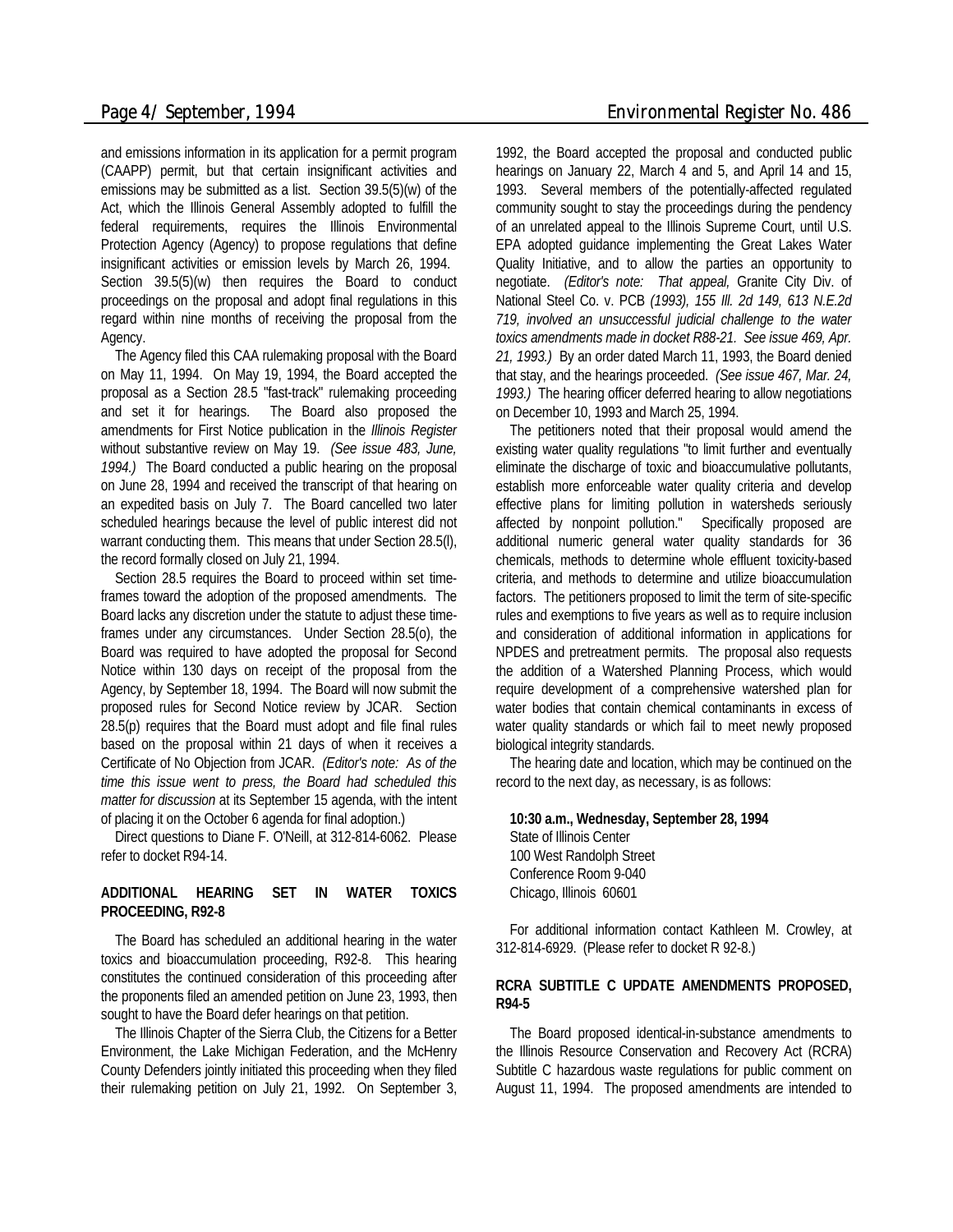and emissions information in its application for a permit program (CAAPP) permit, but that certain insignificant activities and emissions may be submitted as a list. Section 39.5(5)(w) of the Act, which the Illinois General Assembly adopted to fulfill the federal requirements, requires the Illinois Environmental Protection Agency (Agency) to propose regulations that define insignificant activities or emission levels by March 26, 1994. Section 39.5(5)(w) then requires the Board to conduct proceedings on the proposal and adopt final regulations in this regard within nine months of receiving the proposal from the Agency.

The Agency filed this CAA rulemaking proposal with the Board on May 11, 1994. On May 19, 1994, the Board accepted the proposal as a Section 28.5 "fast-track" rulemaking proceeding and set it for hearings. The Board also proposed the amendments for First Notice publication in the *Illinois Register* without substantive review on May 19. *(See issue 483, June, 1994.)* The Board conducted a public hearing on the proposal on June 28, 1994 and received the transcript of that hearing on an expedited basis on July 7. The Board cancelled two later scheduled hearings because the level of public interest did not warrant conducting them. This means that under Section 28.5(l), the record formally closed on July 21, 1994.

Section 28.5 requires the Board to proceed within set time-frames toward the adoption of the proposed amendments. The Board lacks any discretion under the statute to adjust these time-frames under any circumstances. Under Section 28.5(o), the Board was required to have adopted the proposal for Second Notice within 130 days on receipt of the proposal from the Agency, by September 18, 1994. The Board will now submit the proposed rules for Second Notice review by JCAR. Section 28.5(p) requires that the Board must adopt and file final rules based on the proposal within 21 days of when it receives a Certificate of No Objection from JCAR. *(Editor's note: As of the time this issue went to press, the Board had scheduled this matter for discussion* at its September 15 agenda, with the intent of placing it on the October 6 agenda for final adoption.)

Direct questions to Diane F. O'Neill, at 312-814-6062. Please refer to docket R94-14.

**ADDITIONAL HEARING SET IN WATER TOXICS PROCEEDING, R92-8**

The Board has scheduled an additional hearing in the water toxics and bioaccumulation proceeding, R92-8. This hearing constitutes the continued consideration of this proceeding after the proponents filed an amended petition on June 23, 1993, then sought to have the Board defer hearings on that petition.

The Illinois Chapter of the Sierra Club, the Citizens for a Better Environment, the Lake Michigan Federation, and the McHenry County Defenders jointly initiated this proceeding when they filed their rulemaking petition on July 21, 1992. On September 3, 1992, the Board accepted the proposal and conducted public hearings on January 22, March 4 and 5, and April 14 and 15, 1993. Several members of the potentially-affected regulated community sought to stay the proceedings during the pendency of an unrelated appeal to the Illinois Supreme Court, until U.S. EPA adopted guidance implementing the Great Lakes Water Quality Initiative, and to allow the parties an opportunity to negotiate. *(Editor's note: That appeal,* Granite City Div. of National Steel Co. v. PCB *(1993), 155 Ill. 2d 149, 613 N.E.2d 719, involved an unsuccessful judicial challenge to the water toxics amendments made in docket R88-21. See issue 469, Apr. 21, 1993.)* By an order dated March 11, 1993, the Board denied that stay, and the hearings proceeded. *(See issue 467, Mar. 24, 1993.)* The hearing officer deferred hearing to allow negotiations on December 10, 1993 and March 25, 1994.

The petitioners noted that their proposal would amend the existing water quality regulations "to limit further and eventually eliminate the discharge of toxic and bioaccumulative pollutants, establish more enforceable water quality criteria and develop effective plans for limiting pollution in watersheds seriously affected by nonpoint pollution." Specifically proposed are additional numeric general water quality standards for 36 chemicals, methods to determine whole effluent toxicity-based criteria, and methods to determine and utilize bioaccumulation factors. The petitioners proposed to limit the term of site-specific rules and exemptions to five years as well as to require inclusion and consideration of additional information in applications for NPDES and pretreatment permits. The proposal also requests the addition of a Watershed Planning Process, which would require development of a comprehensive watershed plan for water bodies that contain chemical contaminants in excess of water quality standards or which fail to meet newly proposed biological integrity standards.

The hearing date and location, which may be continued on the record to the next day, as necessary, is as follows:

**10:30 a.m., Wednesday, September 28, 1994**
State of Illinois Center
100 West Randolph Street
Conference Room 9-040
Chicago, Illinois 60601

For additional information contact Kathleen M. Crowley, at 312-814-6929. (Please refer to docket R 92-8.)

**RCRA SUBTITLE C UPDATE AMENDMENTS PROPOSED, R94-5**

The Board proposed identical-in-substance amendments to the Illinois Resource Conservation and Recovery Act (RCRA) Subtitle C hazardous waste regulations for public comment on August 11, 1994. The proposed amendments are intended to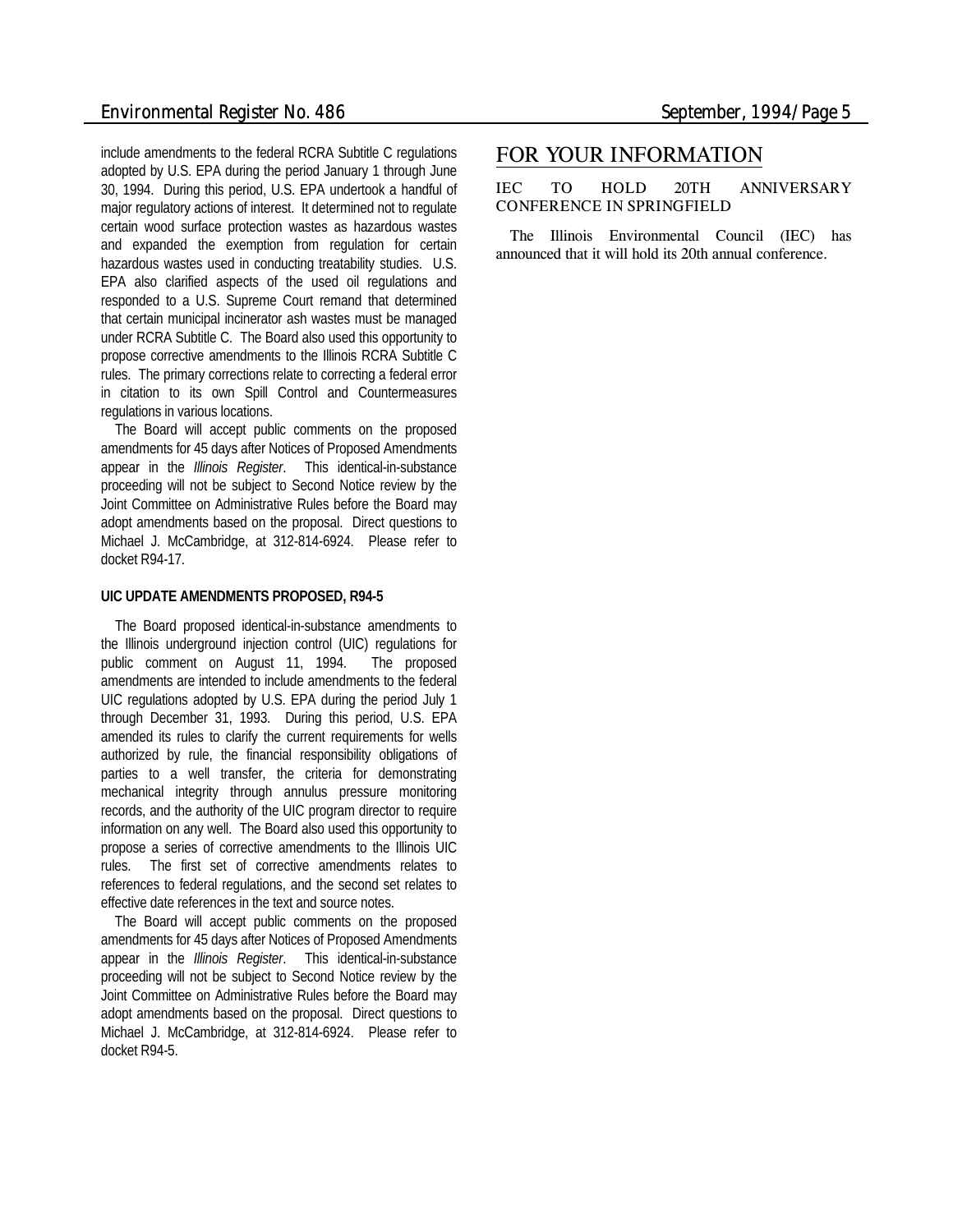include amendments to the federal RCRA Subtitle C regulations adopted by U.S. EPA during the period January 1 through June 30, 1994. During this period, U.S. EPA undertook a handful of major regulatory actions of interest. It determined not to regulate certain wood surface protection wastes as hazardous wastes and expanded the exemption from regulation for certain hazardous wastes used in conducting treatability studies. U.S. EPA also clarified aspects of the used oil regulations and responded to a U.S. Supreme Court remand that determined that certain municipal incinerator ash wastes must be managed under RCRA Subtitle C. The Board also used this opportunity to propose corrective amendments to the Illinois RCRA Subtitle C rules. The primary corrections relate to correcting a federal error in citation to its own Spill Control and Countermeasures regulations in various locations.

The Board will accept public comments on the proposed amendments for 45 days after Notices of Proposed Amendments appear in the *Illinois Register*. This identical-in-substance proceeding will not be subject to Second Notice review by the Joint Committee on Administrative Rules before the Board may adopt amendments based on the proposal. Direct questions to Michael J. McCambridge, at 312-814-6924. Please refer to docket R94-17.

#### UIC UPDATE AMENDMENTS PROPOSED, R94-5

The Board proposed identical-in-substance amendments to the Illinois underground injection control (UIC) regulations for public comment on August 11, 1994. The proposed amendments are intended to include amendments to the federal UIC regulations adopted by U.S. EPA during the period July 1 through December 31, 1993. During this period, U.S. EPA amended its rules to clarify the current requirements for wells authorized by rule, the financial responsibility obligations of parties to a well transfer, the criteria for demonstrating mechanical integrity through annulus pressure monitoring records, and the authority of the UIC program director to require information on any well. The Board also used this opportunity to propose a series of corrective amendments to the Illinois UIC rules. The first set of corrective amendments relates to references to federal regulations, and the second set relates to effective date references in the text and source notes.

The Board will accept public comments on the proposed amendments for 45 days after Notices of Proposed Amendments appear in the *Illinois Register*. This identical-in-substance proceeding will not be subject to Second Notice review by the Joint Committee on Administrative Rules before the Board may adopt amendments based on the proposal. Direct questions to Michael J. McCambridge, at 312-814-6924. Please refer to docket R94-5.

## FOR YOUR INFORMATION

### IEC TO HOLD 20TH ANNIVERSARY CONFERENCE IN SPRINGFIELD

The Illinois Environmental Council (IEC) has announced that it will hold its 20th annual conference.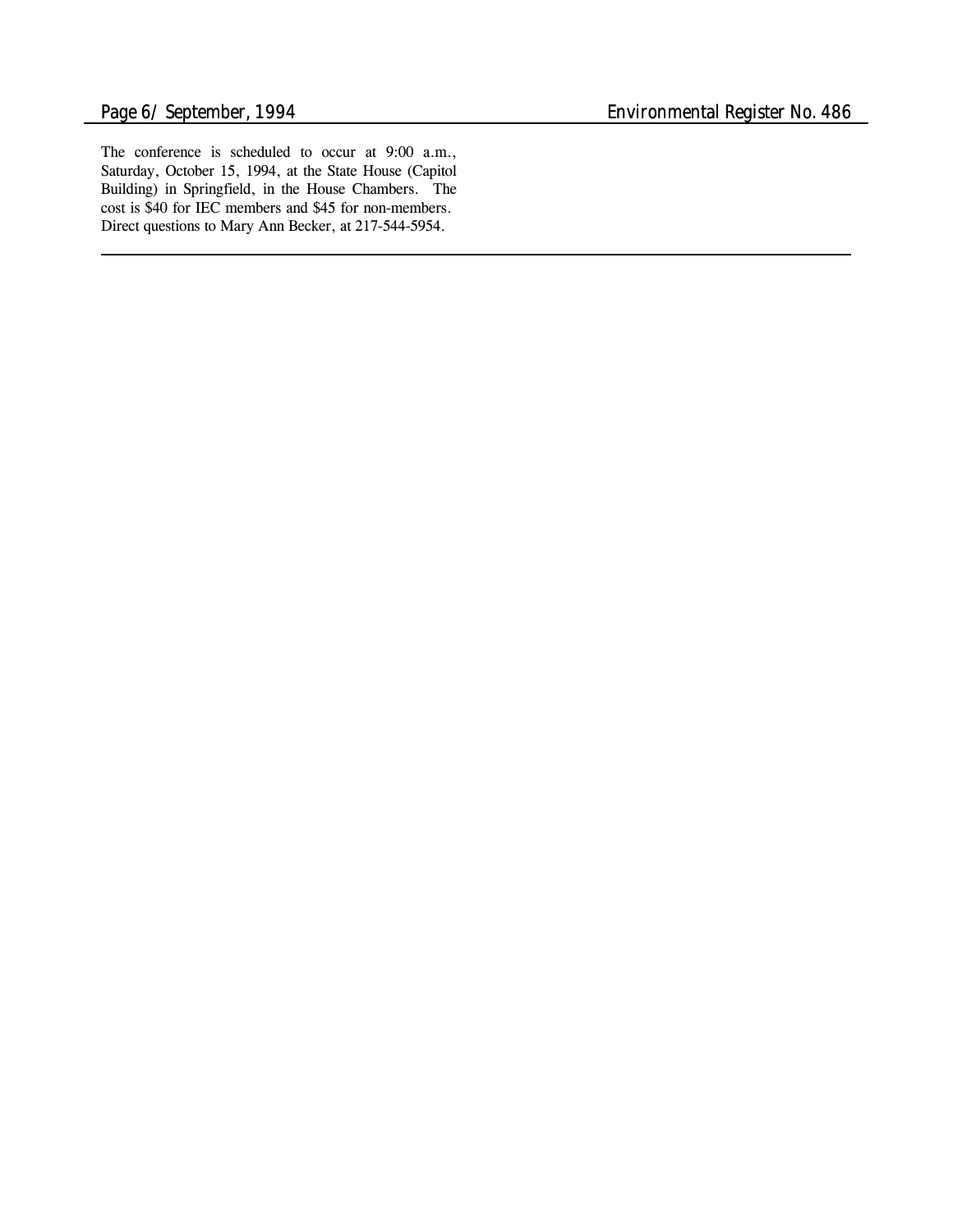The conference is scheduled to occur at 9:00 a.m., Saturday, October 15, 1994, at the State House (Capitol Building) in Springfield, in the House Chambers. The cost is $40 for IEC members and $45 for non-members. Direct questions to Mary Ann Becker, at 217-544-5954.

---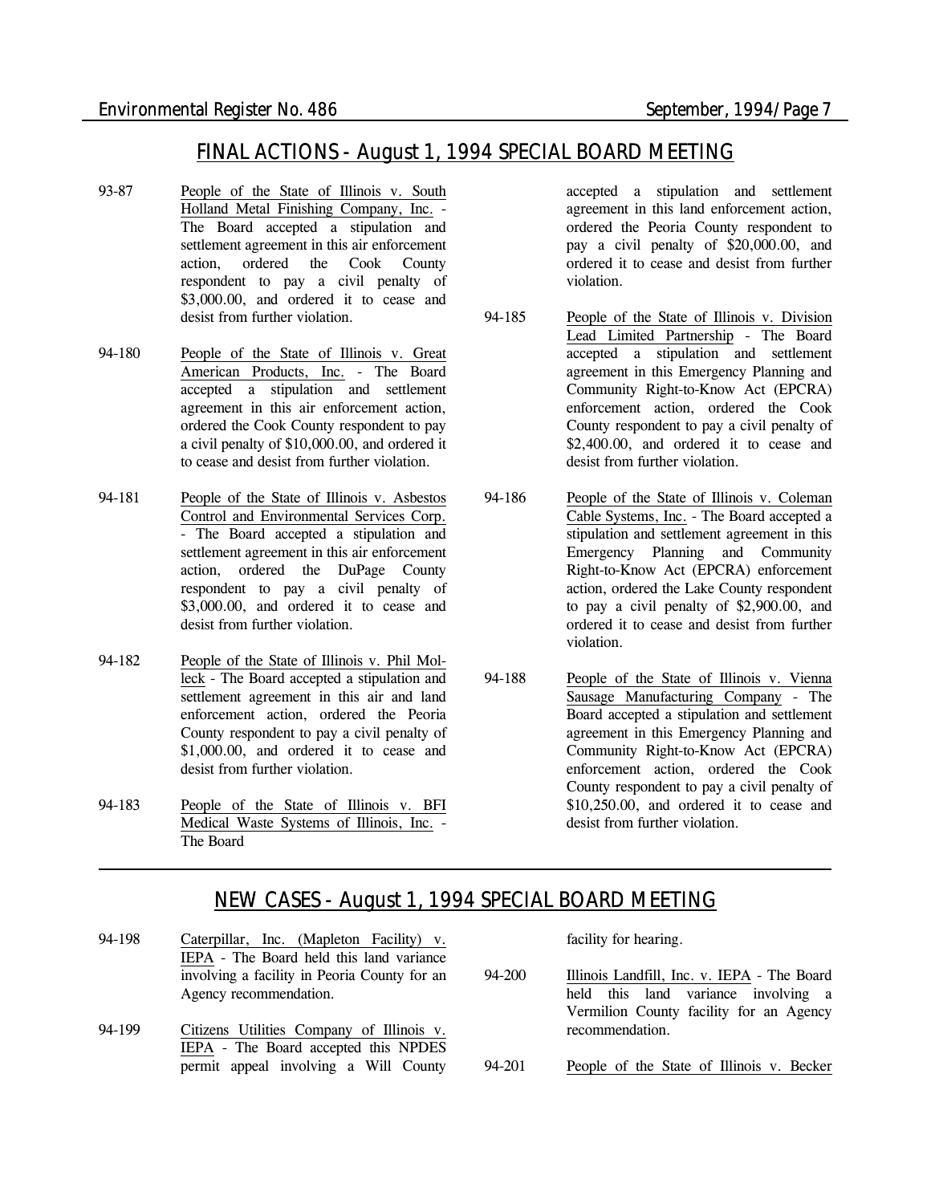## FINAL ACTIONS - August 1, 1994 SPECIAL BOARD MEETING

93-87 People of the State of Illinois v. South Holland Metal Finishing Company, Inc. - The Board accepted a stipulation and settlement agreement in this air enforcement action, ordered the Cook County respondent to pay a civil penalty of $3,000.00, and ordered it to cease and desist from further violation.

94-180 People of the State of Illinois v. Great American Products, Inc. - The Board accepted a stipulation and settlement agreement in this air enforcement action, ordered the Cook County respondent to pay a civil penalty of $10,000.00, and ordered it to cease and desist from further violation.

94-181 People of the State of Illinois v. Asbestos Control and Environmental Services Corp. - The Board accepted a stipulation and settlement agreement in this air enforcement action, ordered the DuPage County respondent to pay a civil penalty of $3,000.00, and ordered it to cease and desist from further violation.

94-182 People of the State of Illinois v. Phil Molleck - The Board accepted a stipulation and settlement agreement in this air and land enforcement action, ordered the Peoria County respondent to pay a civil penalty of $1,000.00, and ordered it to cease and desist from further violation.

94-183 People of the State of Illinois v. BFI Medical Waste Systems of Illinois, Inc. - The Board accepted a stipulation and settlement agreement in this land enforcement action, ordered the Peoria County respondent to pay a civil penalty of $20,000.00, and ordered it to cease and desist from further violation.

94-185 People of the State of Illinois v. Division Lead Limited Partnership - The Board accepted a stipulation and settlement agreement in this Emergency Planning and Community Right-to-Know Act (EPCRA) enforcement action, ordered the Cook County respondent to pay a civil penalty of $2,400.00, and ordered it to cease and desist from further violation.

94-186 People of the State of Illinois v. Coleman Cable Systems, Inc. - The Board accepted a stipulation and settlement agreement in this Emergency Planning and Community Right-to-Know Act (EPCRA) enforcement action, ordered the Lake County respondent to pay a civil penalty of $2,900.00, and ordered it to cease and desist from further violation.

94-188 People of the State of Illinois v. Vienna Sausage Manufacturing Company - The Board accepted a stipulation and settlement agreement in this Emergency Planning and Community Right-to-Know Act (EPCRA) enforcement action, ordered the Cook County respondent to pay a civil penalty of $10,250.00, and ordered it to cease and desist from further violation.

## NEW CASES - August 1, 1994 SPECIAL BOARD MEETING

94-198 Caterpillar, Inc. (Mapleton Facility) v. IEPA - The Board held this land variance involving a facility in Peoria County for an Agency recommendation.

94-199 Citizens Utilities Company of Illinois v. IEPA - The Board accepted this NPDES permit appeal involving a Will County facility for hearing.

94-200 Illinois Landfill, Inc. v. IEPA - The Board held this land variance involving a Vermilion County facility for an Agency recommendation.

94-201 People of the State of Illinois v. Becker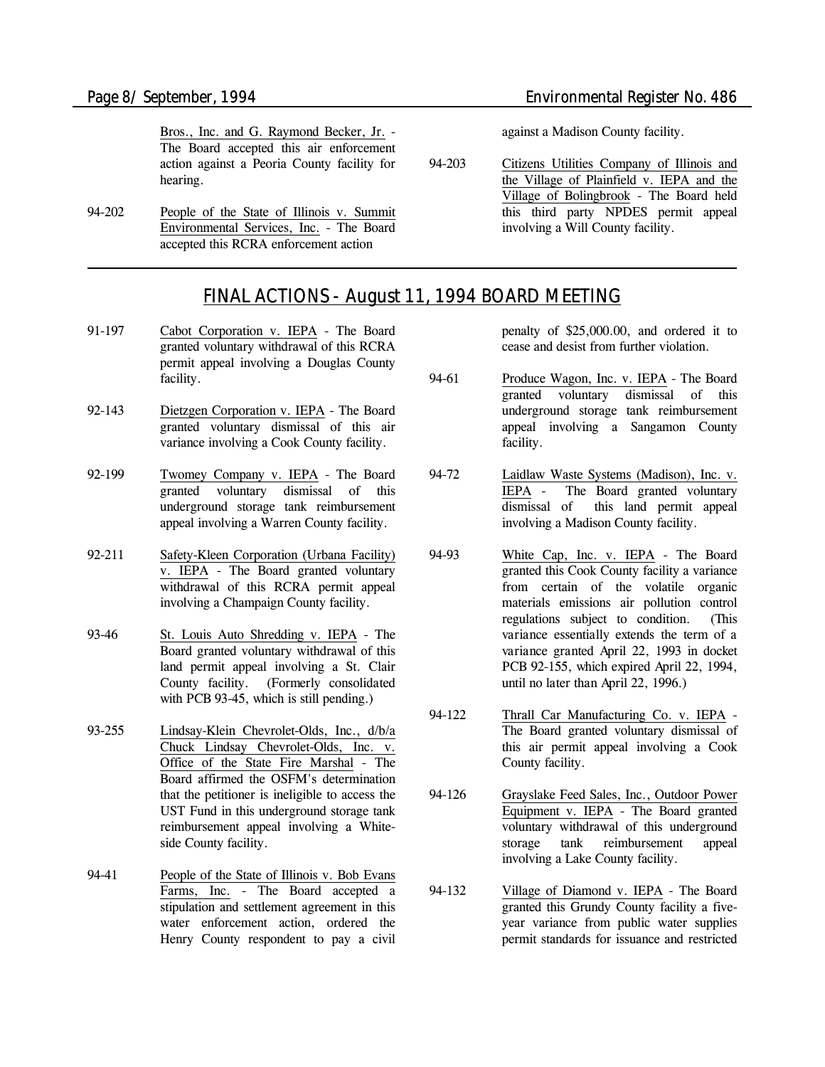Bros., Inc. and G. Raymond Becker, Jr. - The Board accepted this air enforcement action against a Peoria County facility for hearing.

94-202 People of the State of Illinois v. Summit Environmental Services, Inc. - The Board accepted this RCRA enforcement action against a Madison County facility.

94-203 Citizens Utilities Company of Illinois and the Village of Plainfield v. IEPA and the Village of Bolingbrook - The Board held this third party NPDES permit appeal involving a Will County facility.

## FINAL ACTIONS - August 11, 1994 BOARD MEETING

91-197 Cabot Corporation v. IEPA - The Board granted voluntary withdrawal of this RCRA permit appeal involving a Douglas County facility.

92-143 Dietzgen Corporation v. IEPA - The Board granted voluntary dismissal of this air variance involving a Cook County facility.

92-199 Twomey Company v. IEPA - The Board granted voluntary dismissal of this underground storage tank reimbursement appeal involving a Warren County facility.

92-211 Safety-Kleen Corporation (Urbana Facility) v. IEPA - The Board granted voluntary withdrawal of this RCRA permit appeal involving a Champaign County facility.

93-46 St. Louis Auto Shredding v. IEPA - The Board granted voluntary withdrawal of this land permit appeal involving a St. Clair County facility. (Formerly consolidated with PCB 93-45, which is still pending.)

93-255 Lindsay-Klein Chevrolet-Olds, Inc., d/b/a Chuck Lindsay Chevrolet-Olds, Inc. v. Office of the State Fire Marshal - The Board affirmed the OSFM's determination that the petitioner is ineligible to access the UST Fund in this underground storage tank reimbursement appeal involving a Whiteside County facility.

94-41 People of the State of Illinois v. Bob Evans Farms, Inc. - The Board accepted a stipulation and settlement agreement in this water enforcement action, ordered the Henry County respondent to pay a civil penalty of $25,000.00, and ordered it to cease and desist from further violation.

94-61 Produce Wagon, Inc. v. IEPA - The Board granted voluntary dismissal of this underground storage tank reimbursement appeal involving a Sangamon County facility.

94-72 Laidlaw Waste Systems (Madison), Inc. v. IEPA - The Board granted voluntary dismissal of this land permit appeal involving a Madison County facility.

94-93 White Cap, Inc. v. IEPA - The Board granted this Cook County facility a variance from certain of the volatile organic materials emissions air pollution control regulations subject to condition. (This variance essentially extends the term of a variance granted April 22, 1993 in docket PCB 92-155, which expired April 22, 1994, until no later than April 22, 1996.)

94-122 Thrall Car Manufacturing Co. v. IEPA - The Board granted voluntary dismissal of this air permit appeal involving a Cook County facility.

94-126 Grayslake Feed Sales, Inc., Outdoor Power Equipment v. IEPA - The Board granted voluntary withdrawal of this underground storage tank reimbursement appeal involving a Lake County facility.

94-132 Village of Diamond v. IEPA - The Board granted this Grundy County facility a five-year variance from public water supplies permit standards for issuance and restricted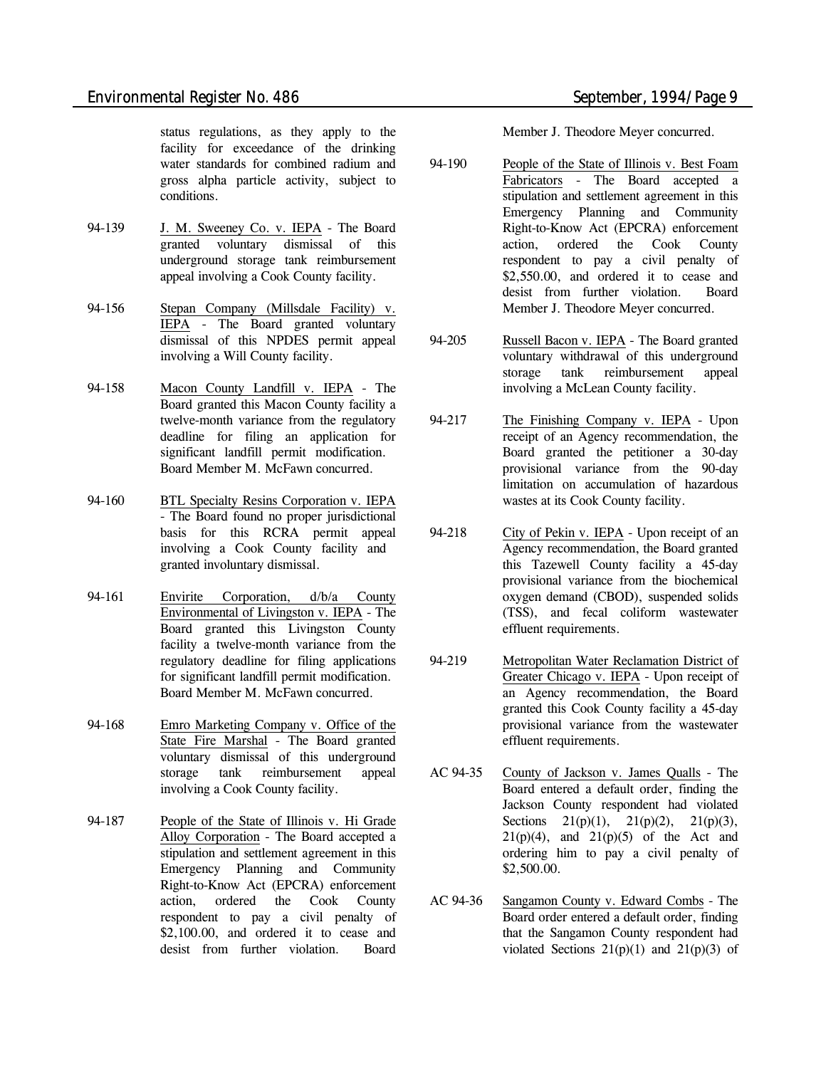status regulations, as they apply to the facility for exceedance of the drinking water standards for combined radium and gross alpha particle activity, subject to conditions.

94-139 J. M. Sweeney Co. v. IEPA - The Board granted voluntary dismissal of this underground storage tank reimbursement appeal involving a Cook County facility.

94-156 Stepan Company (Millsdale Facility) v. IEPA - The Board granted voluntary dismissal of this NPDES permit appeal involving a Will County facility.

94-158 Macon County Landfill v. IEPA - The Board granted this Macon County facility a twelve-month variance from the regulatory deadline for filing an application for significant landfill permit modification. Board Member M. McFawn concurred.

94-160 BTL Specialty Resins Corporation v. IEPA - The Board found no proper jurisdictional basis for this RCRA permit appeal involving a Cook County facility and granted involuntary dismissal.

94-161 Envirite Corporation, d/b/a County Environmental of Livingston v. IEPA - The Board granted this Livingston County facility a twelve-month variance from the regulatory deadline for filing applications for significant landfill permit modification. Board Member M. McFawn concurred.

94-168 Emro Marketing Company v. Office of the State Fire Marshal - The Board granted voluntary dismissal of this underground storage tank reimbursement appeal involving a Cook County facility.

94-187 People of the State of Illinois v. Hi Grade Alloy Corporation - The Board accepted a stipulation and settlement agreement in this Emergency Planning and Community Right-to-Know Act (EPCRA) enforcement action, ordered the Cook County respondent to pay a civil penalty of $2,100.00, and ordered it to cease and desist from further violation. Board Member J. Theodore Meyer concurred.

94-190 People of the State of Illinois v. Best Foam Fabricators - The Board accepted a stipulation and settlement agreement in this Emergency Planning and Community Right-to-Know Act (EPCRA) enforcement action, ordered the Cook County respondent to pay a civil penalty of $2,550.00, and ordered it to cease and desist from further violation. Board Member J. Theodore Meyer concurred.

94-205 Russell Bacon v. IEPA - The Board granted voluntary withdrawal of this underground storage tank reimbursement appeal involving a McLean County facility.

94-217 The Finishing Company v. IEPA - Upon receipt of an Agency recommendation, the Board granted the petitioner a 30-day provisional variance from the 90-day limitation on accumulation of hazardous wastes at its Cook County facility.

94-218 City of Pekin v. IEPA - Upon receipt of an Agency recommendation, the Board granted this Tazewell County facility a 45-day provisional variance from the biochemical oxygen demand (CBOD), suspended solids (TSS), and fecal coliform wastewater effluent requirements.

94-219 Metropolitan Water Reclamation District of Greater Chicago v. IEPA - Upon receipt of an Agency recommendation, the Board granted this Cook County facility a 45-day provisional variance from the wastewater effluent requirements.

AC 94-35 County of Jackson v. James Qualls - The Board entered a default order, finding the Jackson County respondent had violated Sections 21(p)(1), 21(p)(2), 21(p)(3), 21(p)(4), and 21(p)(5) of the Act and ordering him to pay a civil penalty of $2,500.00.

AC 94-36 Sangamon County v. Edward Combs - The Board order entered a default order, finding that the Sangamon County respondent had violated Sections 21(p)(1) and 21(p)(3) of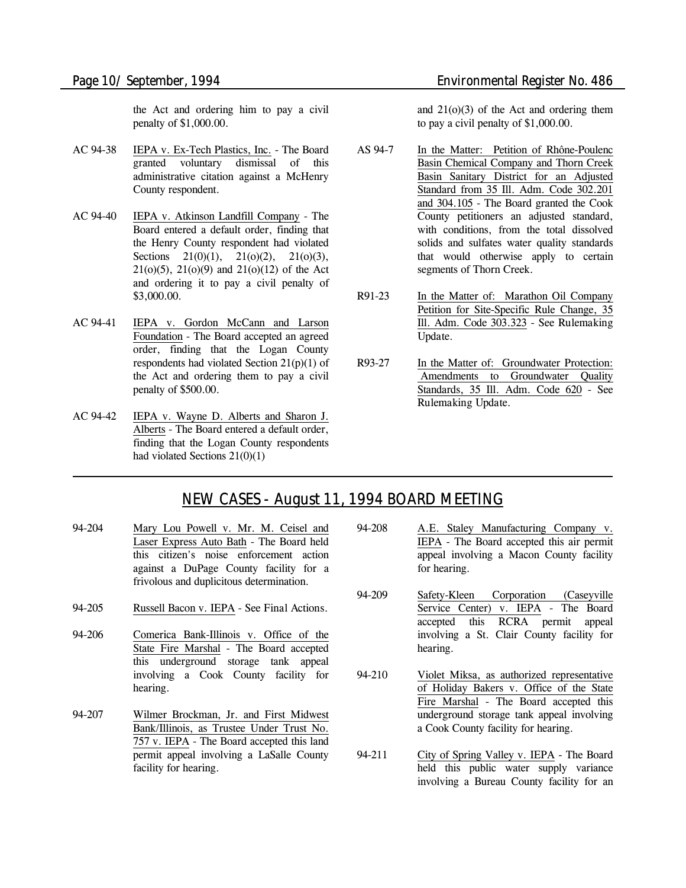the Act and ordering him to pay a civil penalty of $1,000.00.

AC 94-38 IEPA v. Ex-Tech Plastics, Inc. - The Board granted voluntary dismissal of this administrative citation against a McHenry County respondent.

AC 94-40 IEPA v. Atkinson Landfill Company - The Board entered a default order, finding that the Henry County respondent had violated Sections 21(0)(1), 21(o)(2), 21(o)(3), 21(o)(5), 21(o)(9) and 21(o)(12) of the Act and ordering it to pay a civil penalty of $3,000.00.

AC 94-41 IEPA v. Gordon McCann and Larson Foundation - The Board accepted an agreed order, finding that the Logan County respondents had violated Section 21(p)(1) of the Act and ordering them to pay a civil penalty of $500.00.

AC 94-42 IEPA v. Wayne D. Alberts and Sharon J. Alberts - The Board entered a default order, finding that the Logan County respondents had violated Sections 21(0)(1) and 21(o)(3) of the Act and ordering them to pay a civil penalty of $1,000.00.

AS 94-7 In the Matter: Petition of Rhône-Poulenc Basin Chemical Company and Thorn Creek Basin Sanitary District for an Adjusted Standard from 35 Ill. Adm. Code 302.201 and 304.105 - The Board granted the Cook County petitioners an adjusted standard, with conditions, from the total dissolved solids and sulfates water quality standards that would otherwise apply to certain segments of Thorn Creek.

R91-23 In the Matter of: Marathon Oil Company Petition for Site-Specific Rule Change, 35 Ill. Adm. Code 303.323 - See Rulemaking Update.

R93-27 In the Matter of: Groundwater Protection: Amendments to Groundwater Quality Standards, 35 Ill. Adm. Code 620 - See Rulemaking Update.

## NEW CASES - August 11, 1994 BOARD MEETING

94-204 Mary Lou Powell v. Mr. M. Ceisel and Laser Express Auto Bath - The Board held this citizen's noise enforcement action against a DuPage County facility for a frivolous and duplicitous determination.

94-205 Russell Bacon v. IEPA - See Final Actions.

94-206 Comerica Bank-Illinois v. Office of the State Fire Marshal - The Board accepted this underground storage tank appeal involving a Cook County facility for hearing.

94-207 Wilmer Brockman, Jr. and First Midwest Bank/Illinois, as Trustee Under Trust No. 757 v. IEPA - The Board accepted this land permit appeal involving a LaSalle County facility for hearing.

94-208 A.E. Staley Manufacturing Company v. IEPA - The Board accepted this air permit appeal involving a Macon County facility for hearing.

94-209 Safety-Kleen Corporation (Caseyville Service Center) v. IEPA - The Board accepted this RCRA permit appeal involving a St. Clair County facility for hearing.

94-210 Violet Miksa, as authorized representative of Holiday Bakers v. Office of the State Fire Marshal - The Board accepted this underground storage tank appeal involving a Cook County facility for hearing.

94-211 City of Spring Valley v. IEPA - The Board held this public water supply variance involving a Bureau County facility for an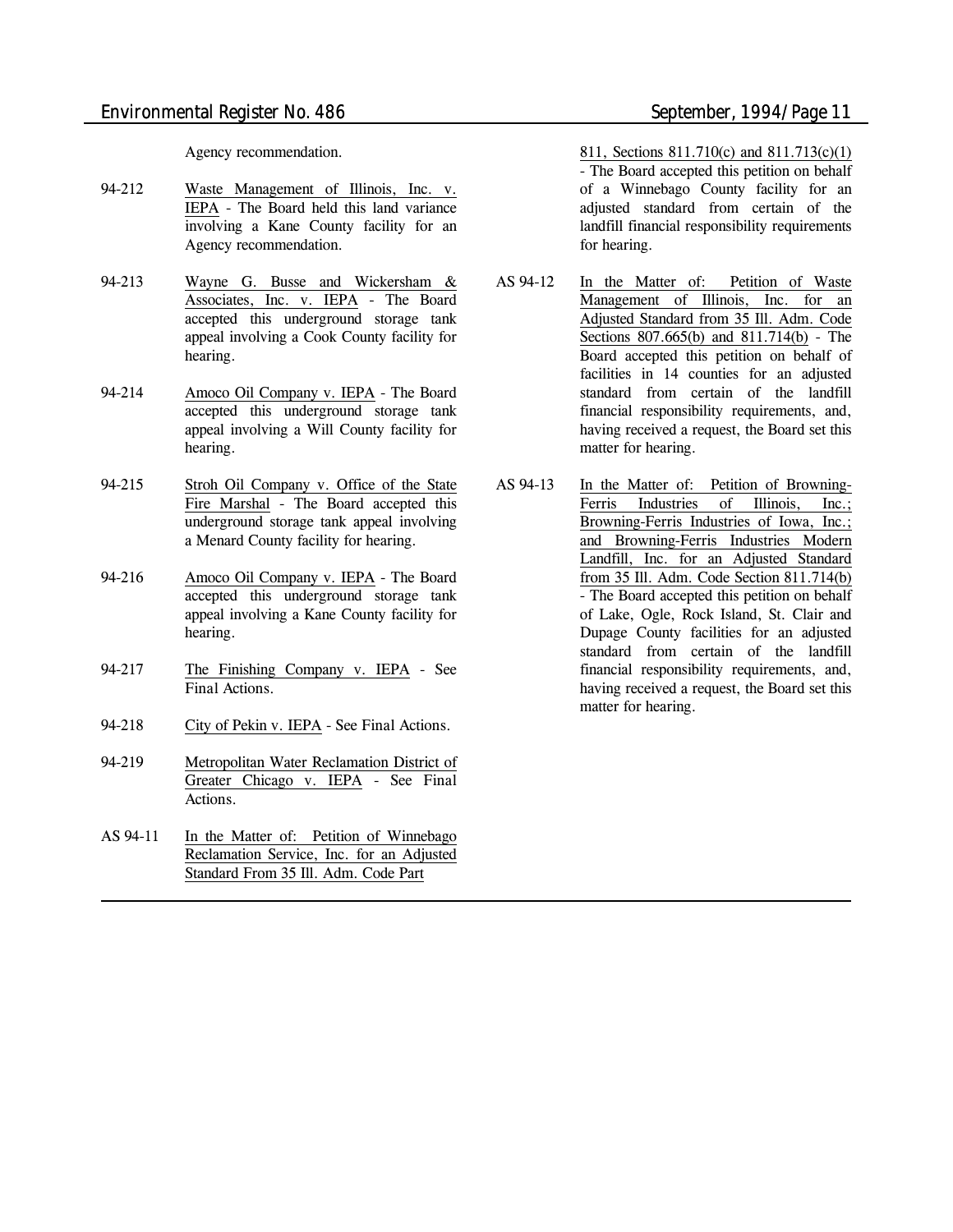Agency recommendation.

94-212 Waste Management of Illinois, Inc. v. IEPA - The Board held this land variance involving a Kane County facility for an Agency recommendation.

94-213 Wayne G. Busse and Wickersham & Associates, Inc. v. IEPA - The Board accepted this underground storage tank appeal involving a Cook County facility for hearing.

94-214 Amoco Oil Company v. IEPA - The Board accepted this underground storage tank appeal involving a Will County facility for hearing.

94-215 Stroh Oil Company v. Office of the State Fire Marshal - The Board accepted this underground storage tank appeal involving a Menard County facility for hearing.

94-216 Amoco Oil Company v. IEPA - The Board accepted this underground storage tank appeal involving a Kane County facility for hearing.

94-217 The Finishing Company v. IEPA - See Final Actions.

94-218 City of Pekin v. IEPA - See Final Actions.

94-219 Metropolitan Water Reclamation District of Greater Chicago v. IEPA - See Final Actions.

AS 94-11 In the Matter of: Petition of Winnebago Reclamation Service, Inc. for an Adjusted Standard From 35 Ill. Adm. Code Part 811, Sections 811.710(c) and 811.713(c)(1) - The Board accepted this petition on behalf of a Winnebago County facility for an adjusted standard from certain of the landfill financial responsibility requirements for hearing.

AS 94-12 In the Matter of: Petition of Waste Management of Illinois, Inc. for an Adjusted Standard from 35 Ill. Adm. Code Sections 807.665(b) and 811.714(b) - The Board accepted this petition on behalf of facilities in 14 counties for an adjusted standard from certain of the landfill financial responsibility requirements, and, having received a request, the Board set this matter for hearing.

AS 94-13 In the Matter of: Petition of Browning-Ferris Industries of Illinois, Inc.; Browning-Ferris Industries of Iowa, Inc.; and Browning-Ferris Industries Modern Landfill, Inc. for an Adjusted Standard from 35 Ill. Adm. Code Section 811.714(b) - The Board accepted this petition on behalf of Lake, Ogle, Rock Island, St. Clair and Dupage County facilities for an adjusted standard from certain of the landfill financial responsibility requirements, and, having received a request, the Board set this matter for hearing.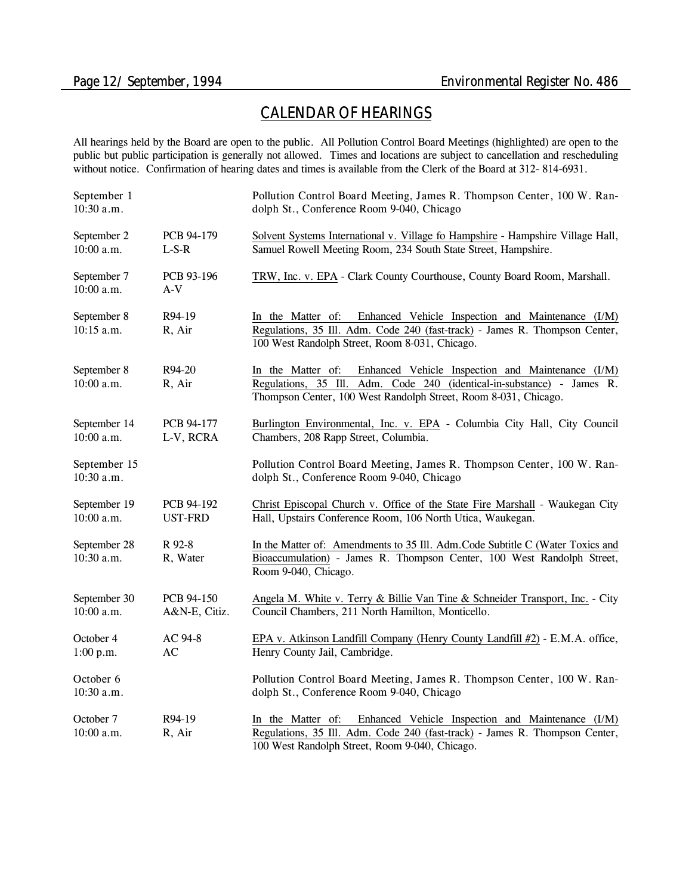## CALENDAR OF HEARINGS

All hearings held by the Board are open to the public. All Pollution Control Board Meetings (highlighted) are open to the public but public participation is generally not allowed. Times and locations are subject to cancellation and rescheduling without notice. Confirmation of hearing dates and times is available from the Clerk of the Board at 312- 814-6931.

| Date/Time | Case | Description |
|---|---|---|
| September 1<br>10:30 a.m. | | Pollution Control Board Meeting, James R. Thompson Center, 100 W. Randolph St., Conference Room 9-040, Chicago |
| September 2<br>10:00 a.m. | PCB 94-179<br>L-S-R | Solvent Systems International v. Village fo Hampshire - Hampshire Village Hall, Samuel Rowell Meeting Room, 234 South State Street, Hampshire. |
| September 7<br>10:00 a.m. | PCB 93-196<br>A-V | TRW, Inc. v. EPA - Clark County Courthouse, County Board Room, Marshall. |
| September 8<br>10:15 a.m. | R94-19<br>R, Air | In the Matter of: Enhanced Vehicle Inspection and Maintenance (I/M) Regulations, 35 Ill. Adm. Code 240 (fast-track) - James R. Thompson Center, 100 West Randolph Street, Room 8-031, Chicago. |
| September 8<br>10:00 a.m. | R94-20<br>R, Air | In the Matter of: Enhanced Vehicle Inspection and Maintenance (I/M) Regulations, 35 Ill. Adm. Code 240 (identical-in-substance) - James R. Thompson Center, 100 West Randolph Street, Room 8-031, Chicago. |
| September 14<br>10:00 a.m. | PCB 94-177<br>L-V, RCRA | Burlington Environmental, Inc. v. EPA - Columbia City Hall, City Council Chambers, 208 Rapp Street, Columbia. |
| September 15<br>10:30 a.m. | | Pollution Control Board Meeting, James R. Thompson Center, 100 W. Randolph St., Conference Room 9-040, Chicago |
| September 19<br>10:00 a.m. | PCB 94-192<br>UST-FRD | Christ Episcopal Church v. Office of the State Fire Marshall - Waukegan City Hall, Upstairs Conference Room, 106 North Utica, Waukegan. |
| September 28<br>10:30 a.m. | R 92-8<br>R, Water | In the Matter of: Amendments to 35 Ill. Adm.Code Subtitle C (Water Toxics and Bioaccumulation) - James R. Thompson Center, 100 West Randolph Street, Room 9-040, Chicago. |
| September 30<br>10:00 a.m. | PCB 94-150<br>A&N-E, Citiz. | Angela M. White v. Terry & Billie Van Tine & Schneider Transport, Inc. - City Council Chambers, 211 North Hamilton, Monticello. |
| October 4<br>1:00 p.m. | AC 94-8<br>AC | EPA v. Atkinson Landfill Company (Henry County Landfill #2) - E.M.A. office, Henry County Jail, Cambridge. |
| October 6<br>10:30 a.m. | | Pollution Control Board Meeting, James R. Thompson Center, 100 W. Randolph St., Conference Room 9-040, Chicago |
| October 7<br>10:00 a.m. | R94-19<br>R, Air | In the Matter of: Enhanced Vehicle Inspection and Maintenance (I/M) Regulations, 35 Ill. Adm. Code 240 (fast-track) - James R. Thompson Center, 100 West Randolph Street, Room 9-040, Chicago. |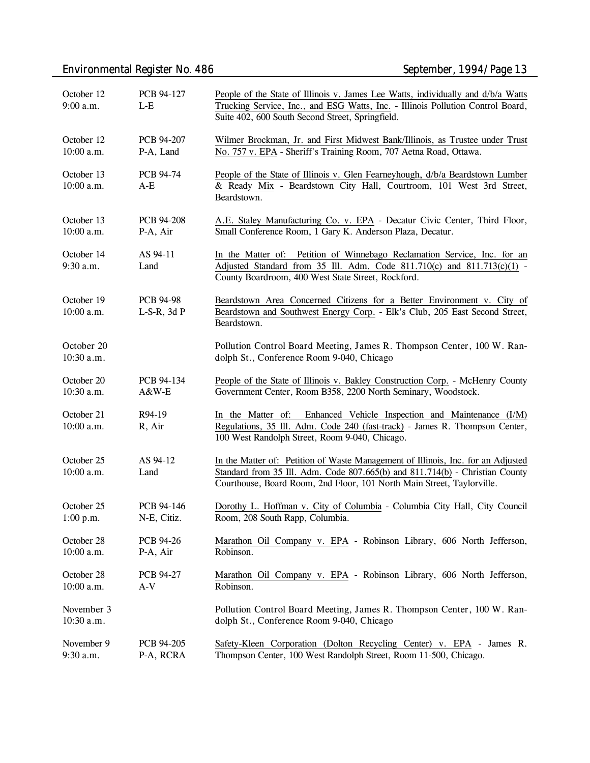| | | |
|---|---|---|
| October 12<br>9:00 a.m. | PCB 94-127<br>L-E | People of the State of Illinois v. James Lee Watts, individually and d/b/a Watts Trucking Service, Inc., and ESG Watts, Inc. - Illinois Pollution Control Board, Suite 402, 600 South Second Street, Springfield. |
| October 12<br>10:00 a.m. | PCB 94-207<br>P-A, Land | Wilmer Brockman, Jr. and First Midwest Bank/Illinois, as Trustee under Trust No. 757 v. EPA - Sheriff's Training Room, 707 Aetna Road, Ottawa. |
| October 13<br>10:00 a.m. | PCB 94-74<br>A-E | People of the State of Illinois v. Glen Fearneyhough, d/b/a Beardstown Lumber & Ready Mix - Beardstown City Hall, Courtroom, 101 West 3rd Street, Beardstown. |
| October 13<br>10:00 a.m. | PCB 94-208<br>P-A, Air | A.E. Staley Manufacturing Co. v. EPA - Decatur Civic Center, Third Floor, Small Conference Room, 1 Gary K. Anderson Plaza, Decatur. |
| October 14<br>9:30 a.m. | AS 94-11<br>Land | In the Matter of: Petition of Winnebago Reclamation Service, Inc. for an Adjusted Standard from 35 Ill. Adm. Code 811.710(c) and 811.713(c)(1) - County Boardroom, 400 West State Street, Rockford. |
| October 19<br>10:00 a.m. | PCB 94-98<br>L-S-R, 3d P | Beardstown Area Concerned Citizens for a Better Environment v. City of Beardstown and Southwest Energy Corp. - Elk's Club, 205 East Second Street, Beardstown. |
| October 20<br>10:30 a.m. | | Pollution Control Board Meeting, James R. Thompson Center, 100 W. Randolph St., Conference Room 9-040, Chicago |
| October 20<br>10:30 a.m. | PCB 94-134<br>A&W-E | People of the State of Illinois v. Bakley Construction Corp. - McHenry County Government Center, Room B358, 2200 North Seminary, Woodstock. |
| October 21<br>10:00 a.m. | R94-19<br>R, Air | In the Matter of: Enhanced Vehicle Inspection and Maintenance (I/M) Regulations, 35 Ill. Adm. Code 240 (fast-track) - James R. Thompson Center, 100 West Randolph Street, Room 9-040, Chicago. |
| October 25<br>10:00 a.m. | AS 94-12<br>Land | In the Matter of: Petition of Waste Management of Illinois, Inc. for an Adjusted Standard from 35 Ill. Adm. Code 807.665(b) and 811.714(b) - Christian County Courthouse, Board Room, 2nd Floor, 101 North Main Street, Taylorville. |
| October 25<br>1:00 p.m. | PCB 94-146<br>N-E, Citiz. | Dorothy L. Hoffman v. City of Columbia - Columbia City Hall, City Council Room, 208 South Rapp, Columbia. |
| October 28<br>10:00 a.m. | PCB 94-26<br>P-A, Air | Marathon Oil Company v. EPA - Robinson Library, 606 North Jefferson, Robinson. |
| October 28<br>10:00 a.m. | PCB 94-27<br>A-V | Marathon Oil Company v. EPA - Robinson Library, 606 North Jefferson, Robinson. |
| November 3<br>10:30 a.m. | | Pollution Control Board Meeting, James R. Thompson Center, 100 W. Randolph St., Conference Room 9-040, Chicago |
| November 9<br>9:30 a.m. | PCB 94-205<br>P-A, RCRA | Safety-Kleen Corporation (Dolton Recycling Center) v. EPA - James R. Thompson Center, 100 West Randolph Street, Room 11-500, Chicago. |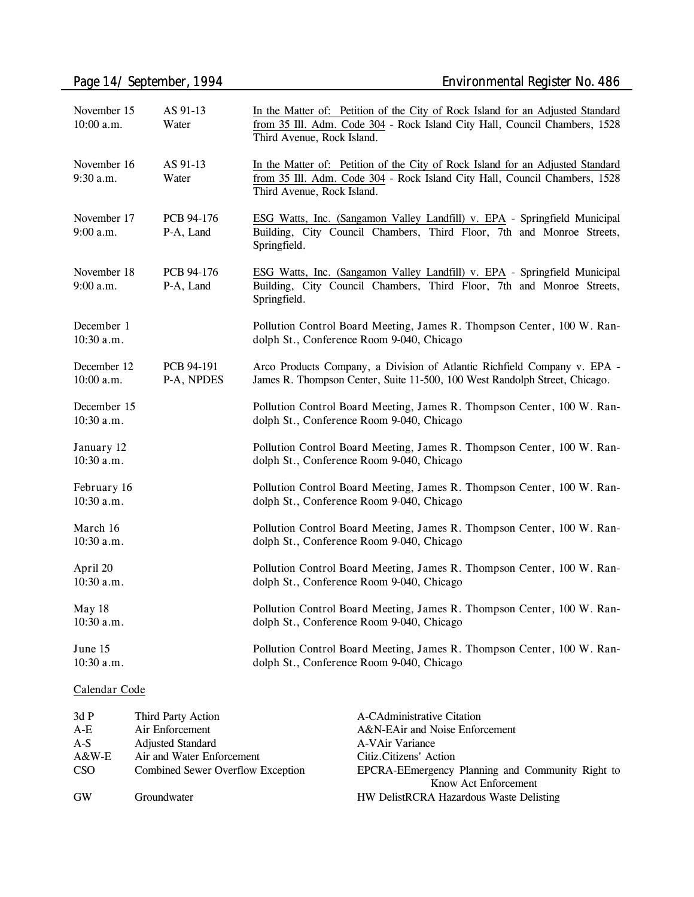| | | |
|---|---|---|
| November 15<br>10:00 a.m. | AS 91-13<br>Water | In the Matter of: Petition of the City of Rock Island for an Adjusted Standard from 35 Ill. Adm. Code 304 - Rock Island City Hall, Council Chambers, 1528 Third Avenue, Rock Island. |
| November 16<br>9:30 a.m. | AS 91-13<br>Water | In the Matter of: Petition of the City of Rock Island for an Adjusted Standard from 35 Ill. Adm. Code 304 - Rock Island City Hall, Council Chambers, 1528 Third Avenue, Rock Island. |
| November 17<br>9:00 a.m. | PCB 94-176<br>P-A, Land | ESG Watts, Inc. (Sangamon Valley Landfill) v. EPA - Springfield Municipal Building, City Council Chambers, Third Floor, 7th and Monroe Streets, Springfield. |
| November 18<br>9:00 a.m. | PCB 94-176<br>P-A, Land | ESG Watts, Inc. (Sangamon Valley Landfill) v. EPA - Springfield Municipal Building, City Council Chambers, Third Floor, 7th and Monroe Streets, Springfield. |
| December 1<br>10:30 a.m. | | Pollution Control Board Meeting, James R. Thompson Center, 100 W. Randolph St., Conference Room 9-040, Chicago |
| December 12<br>10:00 a.m. | PCB 94-191<br>P-A, NPDES | Arco Products Company, a Division of Atlantic Richfield Company v. EPA - James R. Thompson Center, Suite 11-500, 100 West Randolph Street, Chicago. |
| December 15<br>10:30 a.m. | | Pollution Control Board Meeting, James R. Thompson Center, 100 W. Randolph St., Conference Room 9-040, Chicago |
| January 12<br>10:30 a.m. | | Pollution Control Board Meeting, James R. Thompson Center, 100 W. Randolph St., Conference Room 9-040, Chicago |
| February 16<br>10:30 a.m. | | Pollution Control Board Meeting, James R. Thompson Center, 100 W. Randolph St., Conference Room 9-040, Chicago |
| March 16<br>10:30 a.m. | | Pollution Control Board Meeting, James R. Thompson Center, 100 W. Randolph St., Conference Room 9-040, Chicago |
| April 20<br>10:30 a.m. | | Pollution Control Board Meeting, James R. Thompson Center, 100 W. Randolph St., Conference Room 9-040, Chicago |
| May 18<br>10:30 a.m. | | Pollution Control Board Meeting, James R. Thompson Center, 100 W. Randolph St., Conference Room 9-040, Chicago |
| June 15<br>10:30 a.m. | | Pollution Control Board Meeting, James R. Thompson Center, 100 W. Randolph St., Conference Room 9-040, Chicago |

Calendar Code

| | | | |
|---|---|---|---|
| 3d P | Third Party Action | A-C | Administrative Citation |
| A-E | Air Enforcement | A&N-E | Air and Noise Enforcement |
| A-S | Adjusted Standard | A-V | Air Variance |
| A&W-E | Air and Water Enforcement | Citiz. | Citizens' Action |
| CSO | Combined Sewer Overflow Exception | EPCRA-E | Emergency Planning and Community Right to Know Act Enforcement |
| GW | Groundwater | HW Delist | RCRA Hazardous Waste Delisting |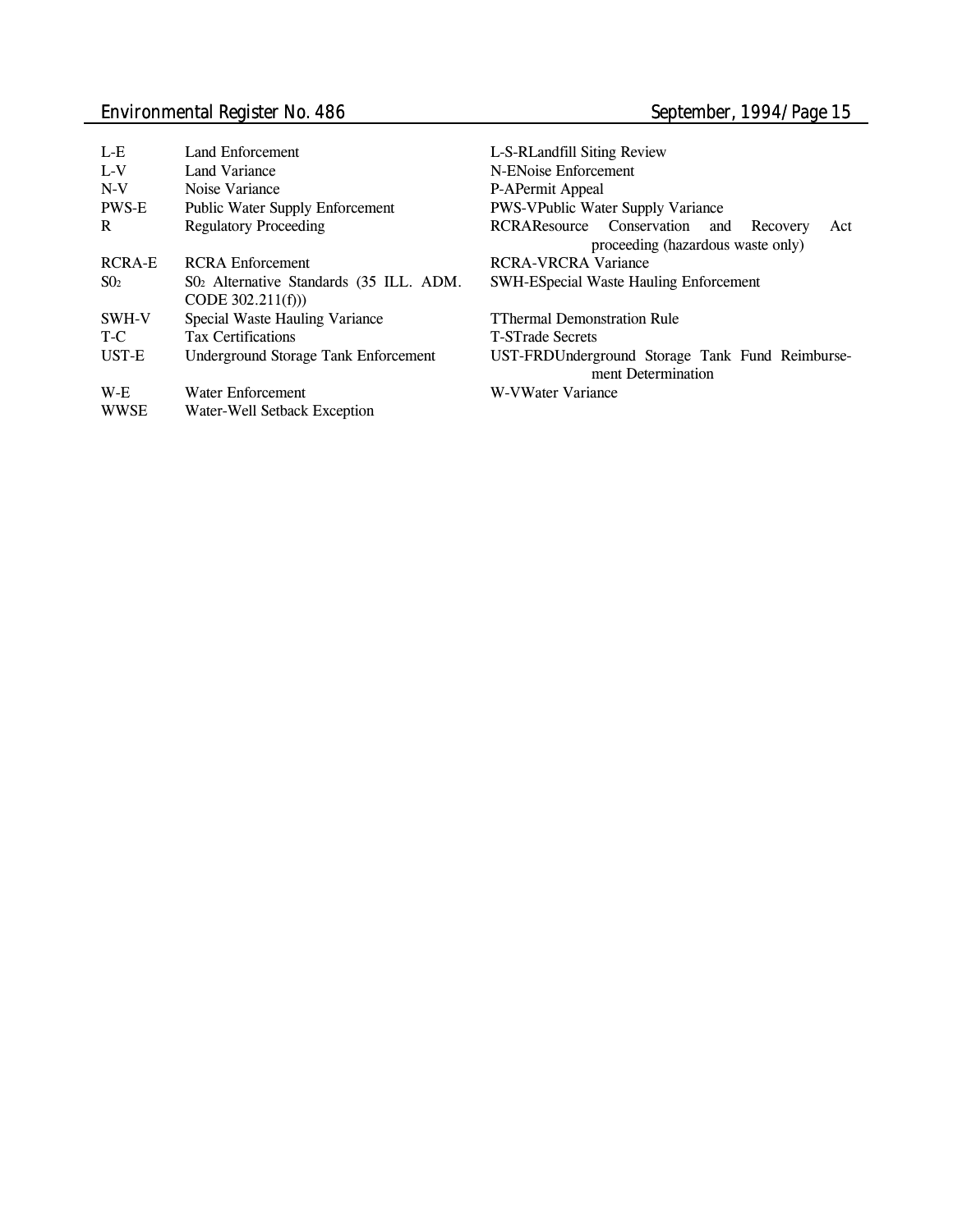| | | | |
|---|---|---|---|
| L-E | Land Enforcement | L-S-R | Landfill Siting Review |
| L-V | Land Variance | N-E | Noise Enforcement |
| N-V | Noise Variance | P-A | Permit Appeal |
| PWS-E | Public Water Supply Enforcement | PWS-V | Public Water Supply Variance |
| R | Regulatory Proceeding | RCRA | Resource Conservation and Recovery Act proceeding (hazardous waste only) |
| RCRA-E | RCRA Enforcement | RCRA-V | RCRA Variance |
| $SO_2$ | $SO_2$ Alternative Standards (35 ILL. ADM. CODE 302.211(f))) | SWH-E | Special Waste Hauling Enforcement |
| SWH-V | Special Waste Hauling Variance | T | Thermal Demonstration Rule |
| T-C | Tax Certifications | T-S | Trade Secrets |
| UST-E | Underground Storage Tank Enforcement | UST-FRD | Underground Storage Tank Fund Reimbursement Determination |
| W-E | Water Enforcement | W-V | Water Variance |
| WWSE | Water-Well Setback Exception | | |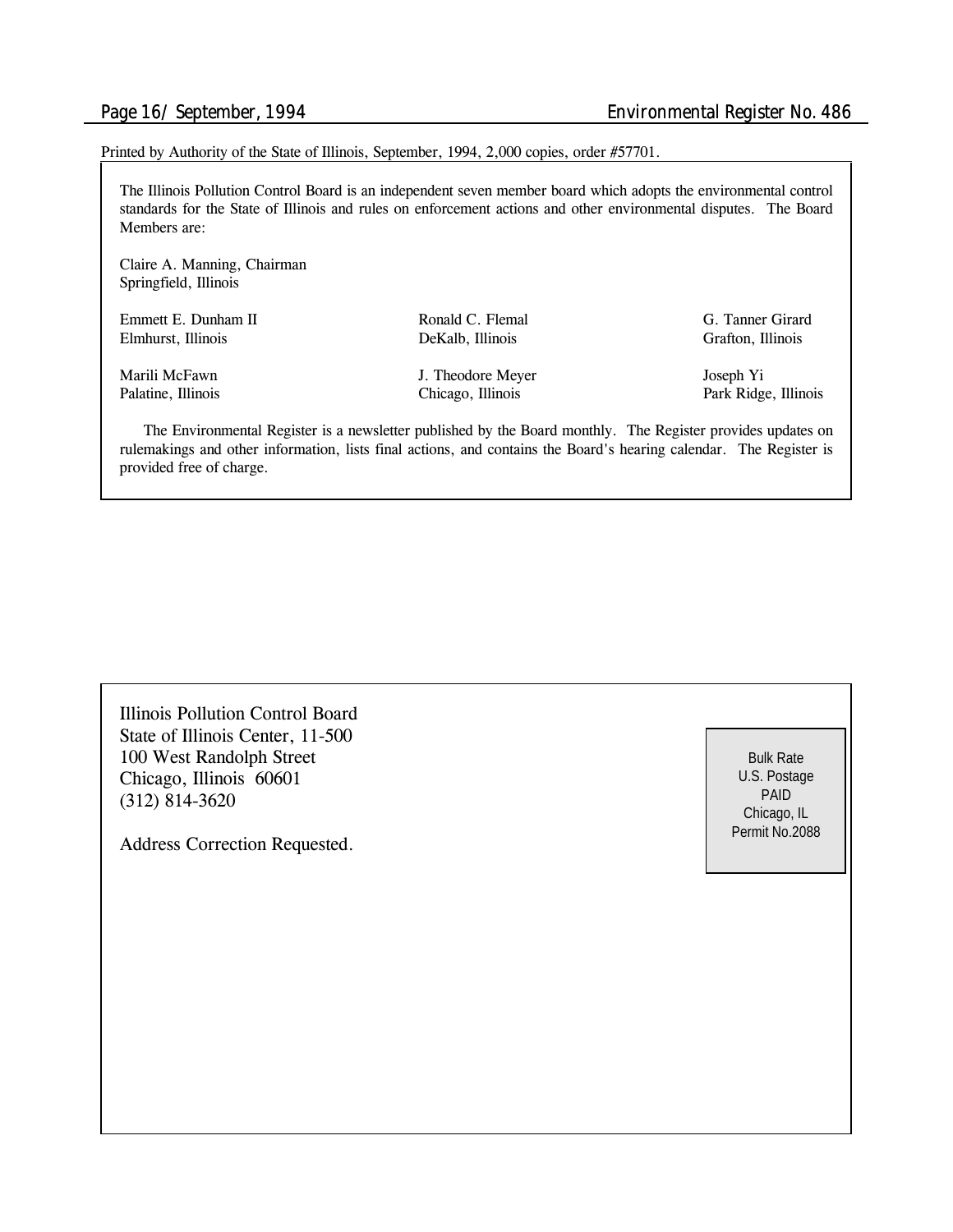Printed by Authority of the State of Illinois, September, 1994, 2,000 copies, order #57701.

The Illinois Pollution Control Board is an independent seven member board which adopts the environmental control standards for the State of Illinois and rules on enforcement actions and other environmental disputes. The Board Members are:

Claire A. Manning, Chairman
Springfield, Illinois

Emmett E. Dunham II
Elmhurst, Illinois

Ronald C. Flemal
DeKalb, Illinois

G. Tanner Girard
Grafton, Illinois

Marili McFawn
Palatine, Illinois

J. Theodore Meyer
Chicago, Illinois

Joseph Yi
Park Ridge, Illinois

The Environmental Register is a newsletter published by the Board monthly. The Register provides updates on rulemakings and other information, lists final actions, and contains the Board's hearing calendar. The Register is provided free of charge.

Illinois Pollution Control Board
State of Illinois Center, 11-500
100 West Randolph Street
Chicago, Illinois 60601
(312) 814-3620

Address Correction Requested.

Bulk Rate
U.S. Postage
PAID
Chicago, IL
Permit No.2088